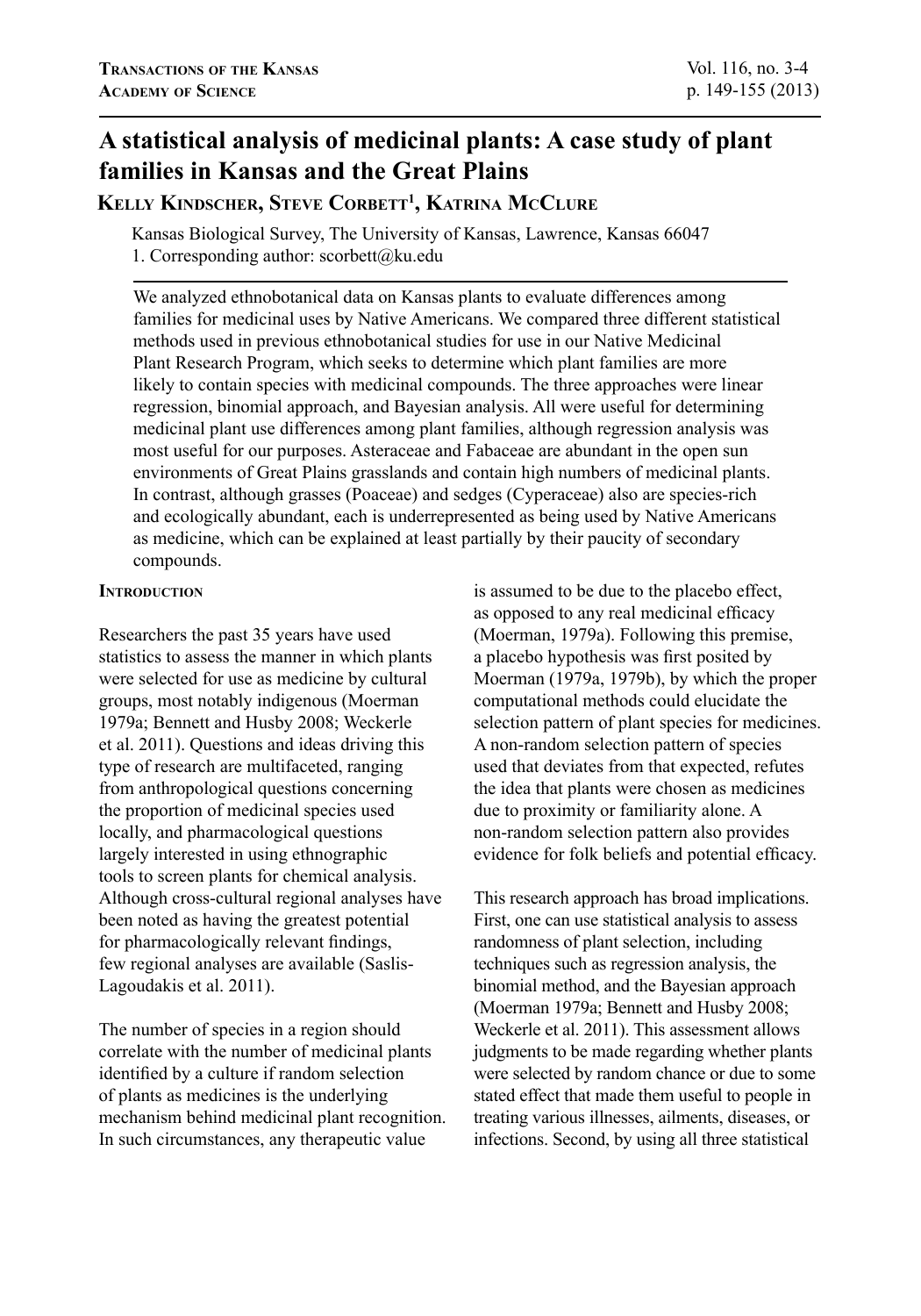# A statistical analysis of medicinal plants: A case study of plant families in Kansas and the Great Plains

**Kelly Kindscher, Steve Corbett[1], Katrina McClure**

Kansas Biological Survey, The University of Kansas, Lawrence, Kansas 66047
1. Corresponding author: scorbett@ku.edu

We analyzed ethnobotanical data on Kansas plants to evaluate differences among families for medicinal uses by Native Americans. We compared three different statistical methods used in previous ethnobotanical studies for use in our Native Medicinal Plant Research Program, which seeks to determine which plant families are more likely to contain species with medicinal compounds. The three approaches were linear regression, binomial approach, and Bayesian analysis. All were useful for determining medicinal plant use differences among plant families, although regression analysis was most useful for our purposes. Asteraceae and Fabaceae are abundant in the open sun environments of Great Plains grasslands and contain high numbers of medicinal plants. In contrast, although grasses (Poaceae) and sedges (Cyperaceae) also are species-rich and ecologically abundant, each is underrepresented as being used by Native Americans as medicine, which can be explained at least partially by their paucity of secondary compounds.

## Introduction

Researchers the past 35 years have used statistics to assess the manner in which plants were selected for use as medicine by cultural groups, most notably indigenous (Moerman 1979a; Bennett and Husby 2008; Weckerle et al. 2011). Questions and ideas driving this type of research are multifaceted, ranging from anthropological questions concerning the proportion of medicinal species used locally, and pharmacological questions largely interested in using ethnographic tools to screen plants for chemical analysis. Although cross-cultural regional analyses have been noted as having the greatest potential for pharmacologically relevant findings, few regional analyses are available (Saslis-Lagoudakis et al. 2011).

The number of species in a region should correlate with the number of medicinal plants identified by a culture if random selection of plants as medicines is the underlying mechanism behind medicinal plant recognition. In such circumstances, any therapeutic value is assumed to be due to the placebo effect, as opposed to any real medicinal efficacy (Moerman, 1979a). Following this premise, a placebo hypothesis was first posited by Moerman (1979a, 1979b), by which the proper computational methods could elucidate the selection pattern of plant species for medicines. A non-random selection pattern of species used that deviates from that expected, refutes the idea that plants were chosen as medicines due to proximity or familiarity alone. A non-random selection pattern also provides evidence for folk beliefs and potential efficacy.

This research approach has broad implications. First, one can use statistical analysis to assess randomness of plant selection, including techniques such as regression analysis, the binomial method, and the Bayesian approach (Moerman 1979a; Bennett and Husby 2008; Weckerle et al. 2011). This assessment allows judgments to be made regarding whether plants were selected by random chance or due to some stated effect that made them useful to people in treating various illnesses, ailments, diseases, or infections. Second, by using all three statistical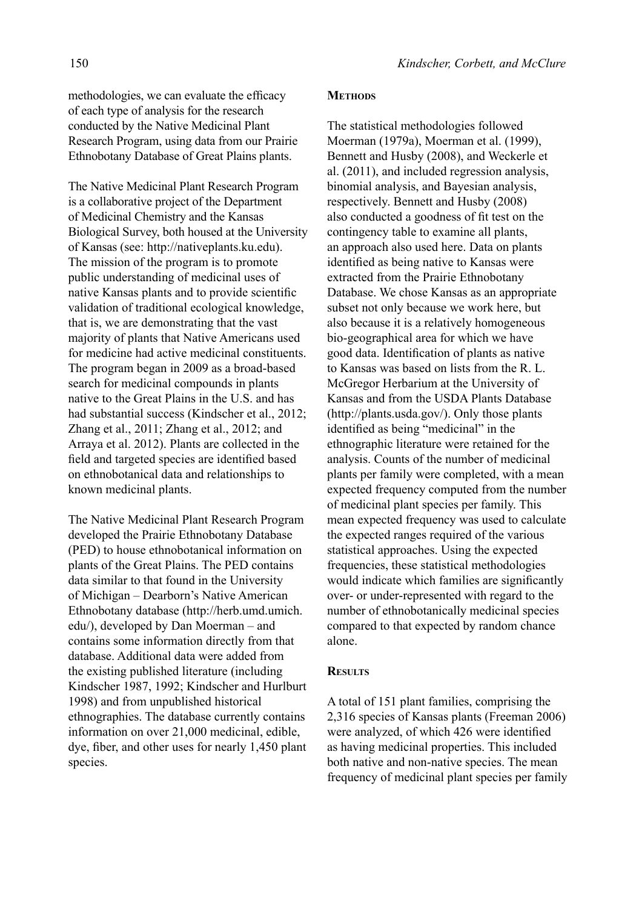methodologies, we can evaluate the efficacy of each type of analysis for the research conducted by the Native Medicinal Plant Research Program, using data from our Prairie Ethnobotany Database of Great Plains plants.

The Native Medicinal Plant Research Program is a collaborative project of the Department of Medicinal Chemistry and the Kansas Biological Survey, both housed at the University of Kansas (see: http://nativeplants.ku.edu). The mission of the program is to promote public understanding of medicinal uses of native Kansas plants and to provide scientific validation of traditional ecological knowledge, that is, we are demonstrating that the vast majority of plants that Native Americans used for medicine had active medicinal constituents. The program began in 2009 as a broad-based search for medicinal compounds in plants native to the Great Plains in the U.S. and has had substantial success (Kindscher et al., 2012; Zhang et al., 2011; Zhang et al., 2012; and Arraya et al. 2012). Plants are collected in the field and targeted species are identified based on ethnobotanical data and relationships to known medicinal plants.

The Native Medicinal Plant Research Program developed the Prairie Ethnobotany Database (PED) to house ethnobotanical information on plants of the Great Plains. The PED contains data similar to that found in the University of Michigan – Dearborn's Native American Ethnobotany database (http://herb.umd.umich.edu/), developed by Dan Moerman – and contains some information directly from that database. Additional data were added from the existing published literature (including Kindscher 1987, 1992; Kindscher and Hurlburt 1998) and from unpublished historical ethnographies. The database currently contains information on over 21,000 medicinal, edible, dye, fiber, and other uses for nearly 1,450 plant species.

## Methods

The statistical methodologies followed Moerman (1979a), Moerman et al. (1999), Bennett and Husby (2008), and Weckerle et al. (2011), and included regression analysis, binomial analysis, and Bayesian analysis, respectively. Bennett and Husby (2008) also conducted a goodness of fit test on the contingency table to examine all plants, an approach also used here. Data on plants identified as being native to Kansas were extracted from the Prairie Ethnobotany Database. We chose Kansas as an appropriate subset not only because we work here, but also because it is a relatively homogeneous bio-geographical area for which we have good data. Identification of plants as native to Kansas was based on lists from the R. L. McGregor Herbarium at the University of Kansas and from the USDA Plants Database (http://plants.usda.gov/). Only those plants identified as being "medicinal" in the ethnographic literature were retained for the analysis. Counts of the number of medicinal plants per family were completed, with a mean expected frequency computed from the number of medicinal plant species per family. This mean expected frequency was used to calculate the expected ranges required of the various statistical approaches. Using the expected frequencies, these statistical methodologies would indicate which families are significantly over- or under-represented with regard to the number of ethnobotanically medicinal species compared to that expected by random chance alone.

## Results

A total of 151 plant families, comprising the 2,316 species of Kansas plants (Freeman 2006) were analyzed, of which 426 were identified as having medicinal properties. This included both native and non-native species. The mean frequency of medicinal plant species per family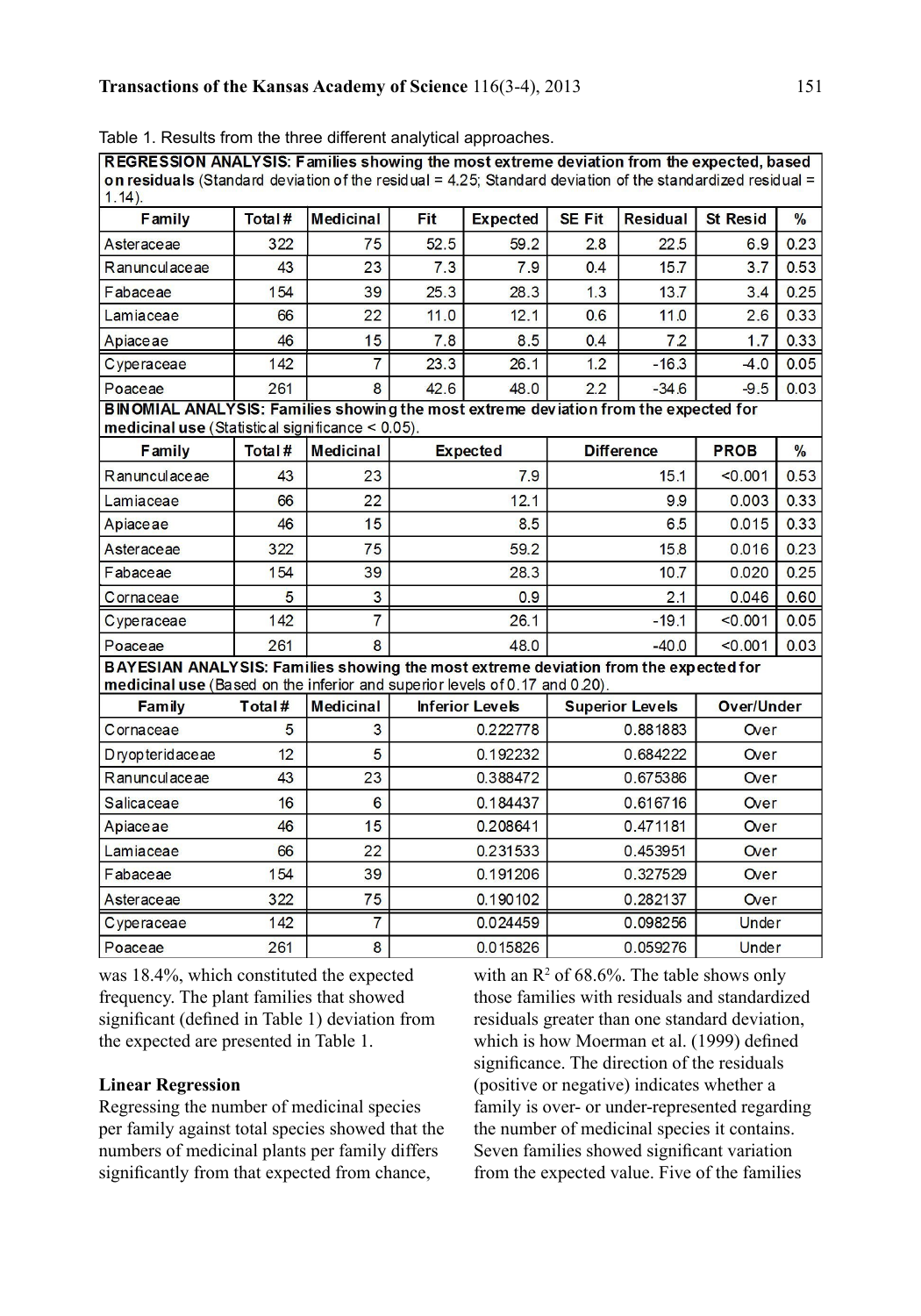Table 1. Results from the three different analytical approaches.

| REGRESSION ANALYSIS: Families showing the most extreme deviation from the expected, based on residuals (Standard deviation of the residual = 4.25; Standard deviation of the standardized residual = 1.14). | | | | | | | | |
|---|---|---|---|---|---|---|---|---|
| Family | Total # | Medicinal | Fit | Expected | SE Fit | Residual | St Resid | % |
| Asteraceae | 322 | 75 | 52.5 | 59.2 | 2.8 | 22.5 | 6.9 | 0.23 |
| Ranunculaceae | 43 | 23 | 7.3 | 7.9 | 0.4 | 15.7 | 3.7 | 0.53 |
| Fabaceae | 154 | 39 | 25.3 | 28.3 | 1.3 | 13.7 | 3.4 | 0.25 |
| Lamiaceae | 66 | 22 | 11.0 | 12.1 | 0.6 | 11.0 | 2.6 | 0.33 |
| Apiaceae | 46 | 15 | 7.8 | 8.5 | 0.4 | 7.2 | 1.7 | 0.33 |
| Cyperaceae | 142 | 7 | 23.3 | 26.1 | 1.2 | -16.3 | -4.0 | 0.05 |
| Poaceae | 261 | 8 | 42.6 | 48.0 | 2.2 | -34.6 | -9.5 | 0.03 |

| BINOMIAL ANALYSIS: Families showing the most extreme deviation from the expected for medicinal use (Statistical significance < 0.05). | | | | | | |
|---|---|---|---|---|---|---|
| Family | Total # | Medicinal | Expected | Difference | PROB | % |
| Ranunculaceae | 43 | 23 | 7.9 | 15.1 | <0.001 | 0.53 |
| Lamiaceae | 66 | 22 | 12.1 | 9.9 | 0.003 | 0.33 |
| Apiaceae | 46 | 15 | 8.5 | 6.5 | 0.015 | 0.33 |
| Asteraceae | 322 | 75 | 59.2 | 15.8 | 0.016 | 0.23 |
| Fabaceae | 154 | 39 | 28.3 | 10.7 | 0.020 | 0.25 |
| Cornaceae | 5 | 3 | 0.9 | 2.1 | 0.046 | 0.60 |
| Cyperaceae | 142 | 7 | 26.1 | -19.1 | <0.001 | 0.05 |
| Poaceae | 261 | 8 | 48.0 | -40.0 | <0.001 | 0.03 |

| BAYESIAN ANALYSIS: Families showing the most extreme deviation from the expected for medicinal use (Based on the inferior and superior levels of 0.17 and 0.20). | | | | | |
|---|---|---|---|---|---|
| Family | Total # | Medicinal | Inferior Levels | Superior Levels | Over/Under |
| Cornaceae | 5 | 3 | 0.222778 | 0.881883 | Over |
| Dryopteridaceae | 12 | 5 | 0.192232 | 0.684222 | Over |
| Ranunculaceae | 43 | 23 | 0.388472 | 0.675386 | Over |
| Salicaceae | 16 | 6 | 0.184437 | 0.616716 | Over |
| Apiaceae | 46 | 15 | 0.208641 | 0.471181 | Over |
| Lamiaceae | 66 | 22 | 0.231533 | 0.453951 | Over |
| Fabaceae | 154 | 39 | 0.191206 | 0.327529 | Over |
| Asteraceae | 322 | 75 | 0.190102 | 0.282137 | Over |
| Cyperaceae | 142 | 7 | 0.024459 | 0.098256 | Under |
| Poaceae | 261 | 8 | 0.015826 | 0.059276 | Under |

was 18.4%, which constituted the expected frequency. The plant families that showed significant (defined in Table 1) deviation from the expected are presented in Table 1.

**Linear Regression**

Regressing the number of medicinal species per family against total species showed that the numbers of medicinal plants per family differs significantly from that expected from chance, with an $R^2$ of 68.6%. The table shows only those families with residuals and standardized residuals greater than one standard deviation, which is how Moerman et al. (1999) defined significance. The direction of the residuals (positive or negative) indicates whether a family is over- or under-represented regarding the number of medicinal species it contains. Seven families showed significant variation from the expected value. Five of the families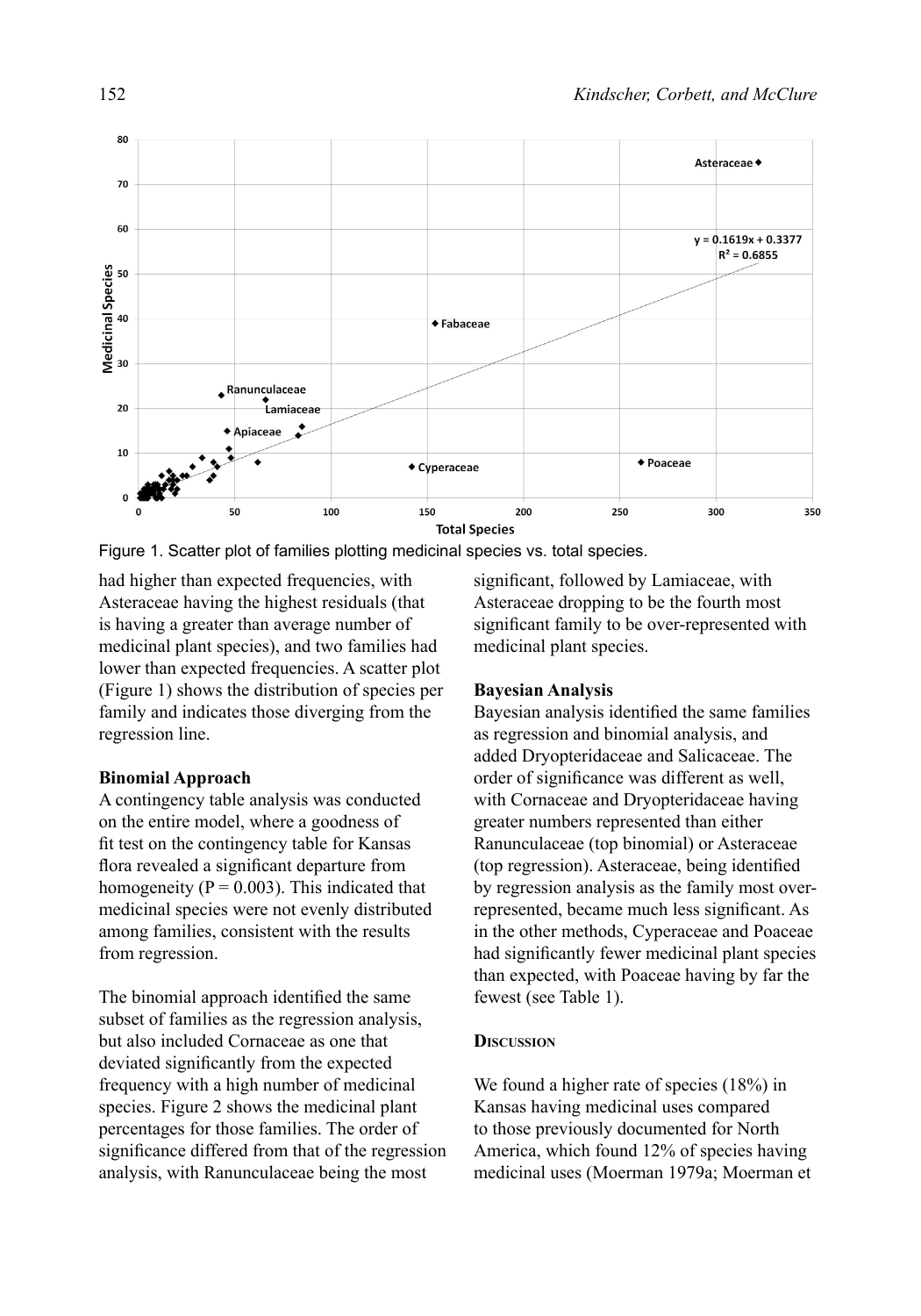Figure 1. Scatter plot of families plotting medicinal species vs. total species.

had higher than expected frequencies, with Asteraceae having the highest residuals (that is having a greater than average number of medicinal plant species), and two families had lower than expected frequencies. A scatter plot (Figure 1) shows the distribution of species per family and indicates those diverging from the regression line.

### Binomial Approach

A contingency table analysis was conducted on the entire model, where a goodness of fit test on the contingency table for Kansas flora revealed a significant departure from homogeneity ($P = 0.003$). This indicated that medicinal species were not evenly distributed among families, consistent with the results from regression.

The binomial approach identified the same subset of families as the regression analysis, but also included Cornaceae as one that deviated significantly from the expected frequency with a high number of medicinal species. Figure 2 shows the medicinal plant percentages for those families. The order of significance differed from that of the regression analysis, with Ranunculaceae being the most significant, followed by Lamiaceae, with Asteraceae dropping to be the fourth most significant family to be over-represented with medicinal plant species.

### Bayesian Analysis

Bayesian analysis identified the same families as regression and binomial analysis, and added Dryopteridaceae and Salicaceae. The order of significance was different as well, with Cornaceae and Dryopteridaceae having greater numbers represented than either Ranunculaceae (top binomial) or Asteraceae (top regression). Asteraceae, being identified by regression analysis as the family most over-represented, became much less significant. As in the other methods, Cyperaceae and Poaceae had significantly fewer medicinal plant species than expected, with Poaceae having by far the fewest (see Table 1).

## Discussion

We found a higher rate of species (18%) in Kansas having medicinal uses compared to those previously documented for North America, which found 12% of species having medicinal uses (Moerman 1979a; Moerman et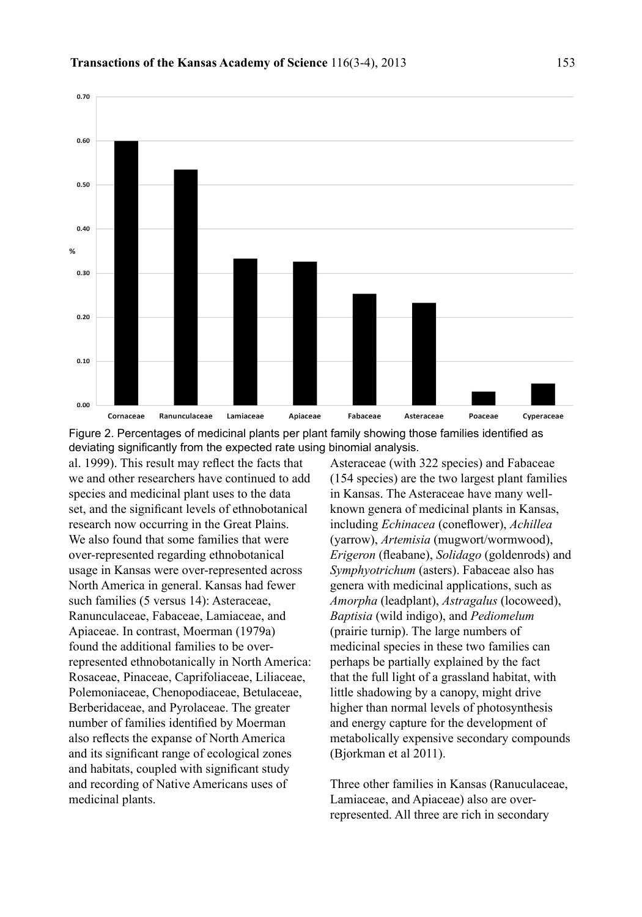Figure 2. Percentages of medicinal plants per plant family showing those families identified as deviating significantly from the expected rate using binomial analysis.

al. 1999). This result may reflect the facts that we and other researchers have continued to add species and medicinal plant uses to the data set, and the significant levels of ethnobotanical research now occurring in the Great Plains. We also found that some families that were over-represented regarding ethnobotanical usage in Kansas were over-represented across North America in general. Kansas had fewer such families (5 versus 14): Asteraceae, Ranunculaceae, Fabaceae, Lamiaceae, and Apiaceae. In contrast, Moerman (1979a) found the additional families to be over-represented ethnobotanically in North America: Rosaceae, Pinaceae, Caprifoliaceae, Liliaceae, Polemoniaceae, Chenopodiaceae, Betulaceae, Berberidaceae, and Pyrolaceae. The greater number of families identified by Moerman also reflects the expanse of North America and its significant range of ecological zones and habitats, coupled with significant study and recording of Native Americans uses of medicinal plants.

Asteraceae (with 322 species) and Fabaceae (154 species) are the two largest plant families in Kansas. The Asteraceae have many well-known genera of medicinal plants in Kansas, including *Echinacea* (coneflower), *Achillea* (yarrow), *Artemisia* (mugwort/wormwood), *Erigeron* (fleabane), *Solidago* (goldenrods) and *Symphyotrichum* (asters). Fabaceae also has genera with medicinal applications, such as *Amorpha* (leadplant), *Astragalus* (locoweed), *Baptisia* (wild indigo), and *Pediomelum* (prairie turnip). The large numbers of medicinal species in these two families can perhaps be partially explained by the fact that the full light of a grassland habitat, with little shadowing by a canopy, might drive higher than normal levels of photosynthesis and energy capture for the development of metabolically expensive secondary compounds (Bjorkman et al 2011).

Three other families in Kansas (Ranuculaceae, Lamiaceae, and Apiaceae) also are over-represented. All three are rich in secondary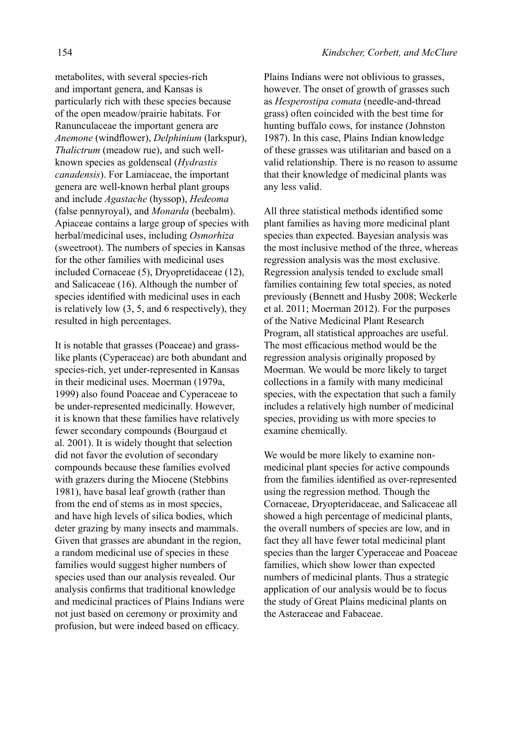metabolites, with several species-rich and important genera, and Kansas is particularly rich with these species because of the open meadow/prairie habitats. For Ranunculaceae the important genera are *Anemone* (windflower), *Delphinium* (larkspur), *Thalictrum* (meadow rue), and such well-known species as goldenseal (*Hydrastis canadensis*). For Lamiaceae, the important genera are well-known herbal plant groups and include *Agastache* (hyssop), *Hedeoma* (false pennyroyal), and *Monarda* (beebalm). Apiaceae contains a large group of species with herbal/medicinal uses, including *Osmorhiza* (sweetroot). The numbers of species in Kansas for the other families with medicinal uses included Cornaceae (5), Dryopretidaceae (12), and Salicaceae (16). Although the number of species identified with medicinal uses in each is relatively low (3, 5, and 6 respectively), they resulted in high percentages.

It is notable that grasses (Poaceae) and grass-like plants (Cyperaceae) are both abundant and species-rich, yet under-represented in Kansas in their medicinal uses. Moerman (1979a, 1999) also found Poaceae and Cyperaceae to be under-represented medicinally. However, it is known that these families have relatively fewer secondary compounds (Bourgaud et al. 2001). It is widely thought that selection did not favor the evolution of secondary compounds because these families evolved with grazers during the Miocene (Stebbins 1981), have basal leaf growth (rather than from the end of stems as in most species, and have high levels of silica bodies, which deter grazing by many insects and mammals. Given that grasses are abundant in the region, a random medicinal use of species in these families would suggest higher numbers of species used than our analysis revealed. Our analysis confirms that traditional knowledge and medicinal practices of Plains Indians were not just based on ceremony or proximity and profusion, but were indeed based on efficacy.

Plains Indians were not oblivious to grasses, however. The onset of growth of grasses such as *Hesperostipa comata* (needle-and-thread grass) often coincided with the best time for hunting buffalo cows, for instance (Johnston 1987). In this case, Plains Indian knowledge of these grasses was utilitarian and based on a valid relationship. There is no reason to assume that their knowledge of medicinal plants was any less valid.

All three statistical methods identified some plant families as having more medicinal plant species than expected. Bayesian analysis was the most inclusive method of the three, whereas regression analysis was the most exclusive. Regression analysis tended to exclude small families containing few total species, as noted previously (Bennett and Husby 2008; Weckerle et al. 2011; Moerman 2012). For the purposes of the Native Medicinal Plant Research Program, all statistical approaches are useful. The most efficacious method would be the regression analysis originally proposed by Moerman. We would be more likely to target collections in a family with many medicinal species, with the expectation that such a family includes a relatively high number of medicinal species, providing us with more species to examine chemically.

We would be more likely to examine non-medicinal plant species for active compounds from the families identified as over-represented using the regression method. Though the Cornaceae, Dryopteridaceae, and Salicaceae all showed a high percentage of medicinal plants, the overall numbers of species are low, and in fact they all have fewer total medicinal plant species than the larger Cyperaceae and Poaceae families, which show lower than expected numbers of medicinal plants. Thus a strategic application of our analysis would be to focus the study of Great Plains medicinal plants on the Asteraceae and Fabaceae.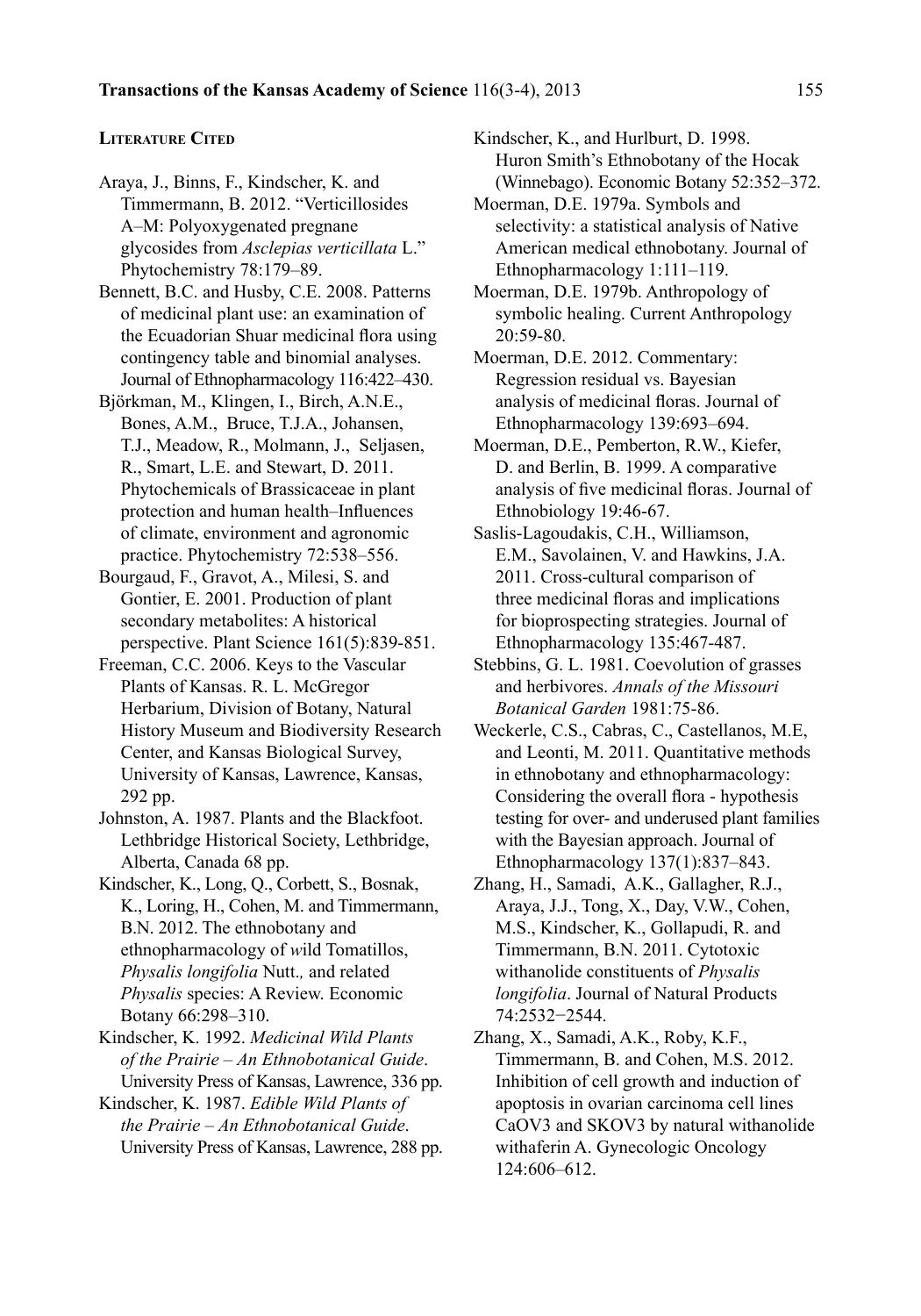## Literature Cited

Araya, J., Binns, F., Kindscher, K. and Timmermann, B. 2012. "Verticillosides A–M: Polyoxygenated pregnane glycosides from *Asclepias verticillata* L." Phytochemistry 78:179–89.

Bennett, B.C. and Husby, C.E. 2008. Patterns of medicinal plant use: an examination of the Ecuadorian Shuar medicinal flora using contingency table and binomial analyses. Journal of Ethnopharmacology 116:422–430.

Björkman, M., Klingen, I., Birch, A.N.E., Bones, A.M., Bruce, T.J.A., Johansen, T.J., Meadow, R., Molmann, J., Seljasen, R., Smart, L.E. and Stewart, D. 2011. Phytochemicals of Brassicaceae in plant protection and human health–Influences of climate, environment and agronomic practice. Phytochemistry 72:538–556.

Bourgaud, F., Gravot, A., Milesi, S. and Gontier, E. 2001. Production of plant secondary metabolites: A historical perspective. Plant Science 161(5):839-851.

Freeman, C.C. 2006. Keys to the Vascular Plants of Kansas. R. L. McGregor Herbarium, Division of Botany, Natural History Museum and Biodiversity Research Center, and Kansas Biological Survey, University of Kansas, Lawrence, Kansas, 292 pp.

Johnston, A. 1987. Plants and the Blackfoot. Lethbridge Historical Society, Lethbridge, Alberta, Canada 68 pp.

Kindscher, K., Long, Q., Corbett, S., Bosnak, K., Loring, H., Cohen, M. and Timmermann, B.N. 2012. The ethnobotany and ethnopharmacology of *wi*ld Tomatillos, *Physalis longifolia* Nutt.*,* and related *Physalis* species: A Review. Economic Botany 66:298–310.

Kindscher, K. 1992. *Medicinal Wild Plants of the Prairie – An Ethnobotanical Guide*. University Press of Kansas, Lawrence, 336 pp.

Kindscher, K. 1987. *Edible Wild Plants of the Prairie – An Ethnobotanical Guide*. University Press of Kansas, Lawrence, 288 pp.

Kindscher, K., and Hurlburt, D. 1998. Huron Smith's Ethnobotany of the Hocak (Winnebago). Economic Botany 52:352–372.

Moerman, D.E. 1979a. Symbols and selectivity: a statistical analysis of Native American medical ethnobotany. Journal of Ethnopharmacology 1:111–119.

Moerman, D.E. 1979b. Anthropology of symbolic healing. Current Anthropology 20:59-80.

Moerman, D.E. 2012. Commentary: Regression residual vs. Bayesian analysis of medicinal floras. Journal of Ethnopharmacology 139:693–694.

Moerman, D.E., Pemberton, R.W., Kiefer, D. and Berlin, B. 1999. A comparative analysis of five medicinal floras. Journal of Ethnobiology 19:46-67.

Saslis-Lagoudakis, C.H., Williamson, E.M., Savolainen, V. and Hawkins, J.A. 2011. Cross-cultural comparison of three medicinal floras and implications for bioprospecting strategies. Journal of Ethnopharmacology 135:467-487.

Stebbins, G. L. 1981. Coevolution of grasses and herbivores. *Annals of the Missouri Botanical Garden* 1981:75-86.

Weckerle, C.S., Cabras, C., Castellanos, M.E, and Leonti, M. 2011. Quantitative methods in ethnobotany and ethnopharmacology: Considering the overall flora - hypothesis testing for over- and underused plant families with the Bayesian approach. Journal of Ethnopharmacology 137(1):837–843.

Zhang, H., Samadi, A.K., Gallagher, R.J., Araya, J.J., Tong, X., Day, V.W., Cohen, M.S., Kindscher, K., Gollapudi, R. and Timmermann, B.N. 2011. Cytotoxic withanolide constituents of *Physalis longifolia*. Journal of Natural Products 74:2532−2544.

Zhang, X., Samadi, A.K., Roby, K.F., Timmermann, B. and Cohen, M.S. 2012. Inhibition of cell growth and induction of apoptosis in ovarian carcinoma cell lines CaOV3 and SKOV3 by natural withanolide withaferin A. Gynecologic Oncology 124:606–612.